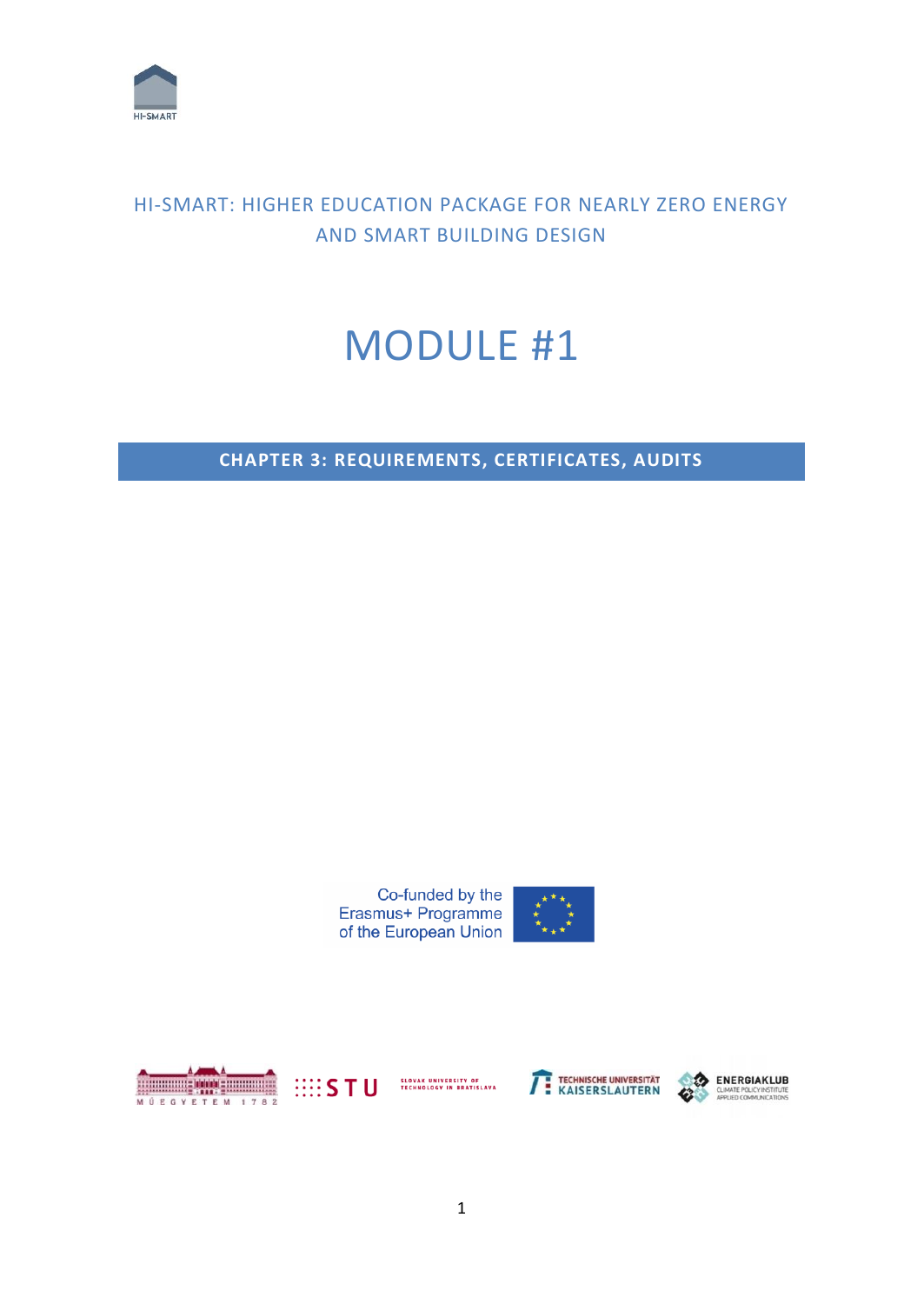HI-SMART

HI-SMART: HIGHER EDUCATION PACKAGE FOR NEARLY ZERO ENERGY AND SMART BUILDING DESIGN

# MODULE #1

## CHAPTER 3: REQUIREMENTS, CERTIFICATES, AUDITS

Co-funded by the Erasmus+ Programme of the European Union

MŰEGYETEM 1782

STU SLOVAK UNIVERSITY OF TECHNOLOGY IN BRATISLAVA

TECHNISCHE UNIVERSITÄT KAISERSLAUTERN

ENERGIAKLUB CLIMATE POLICY INSTITUTE APPLIED COMMUNICATIONS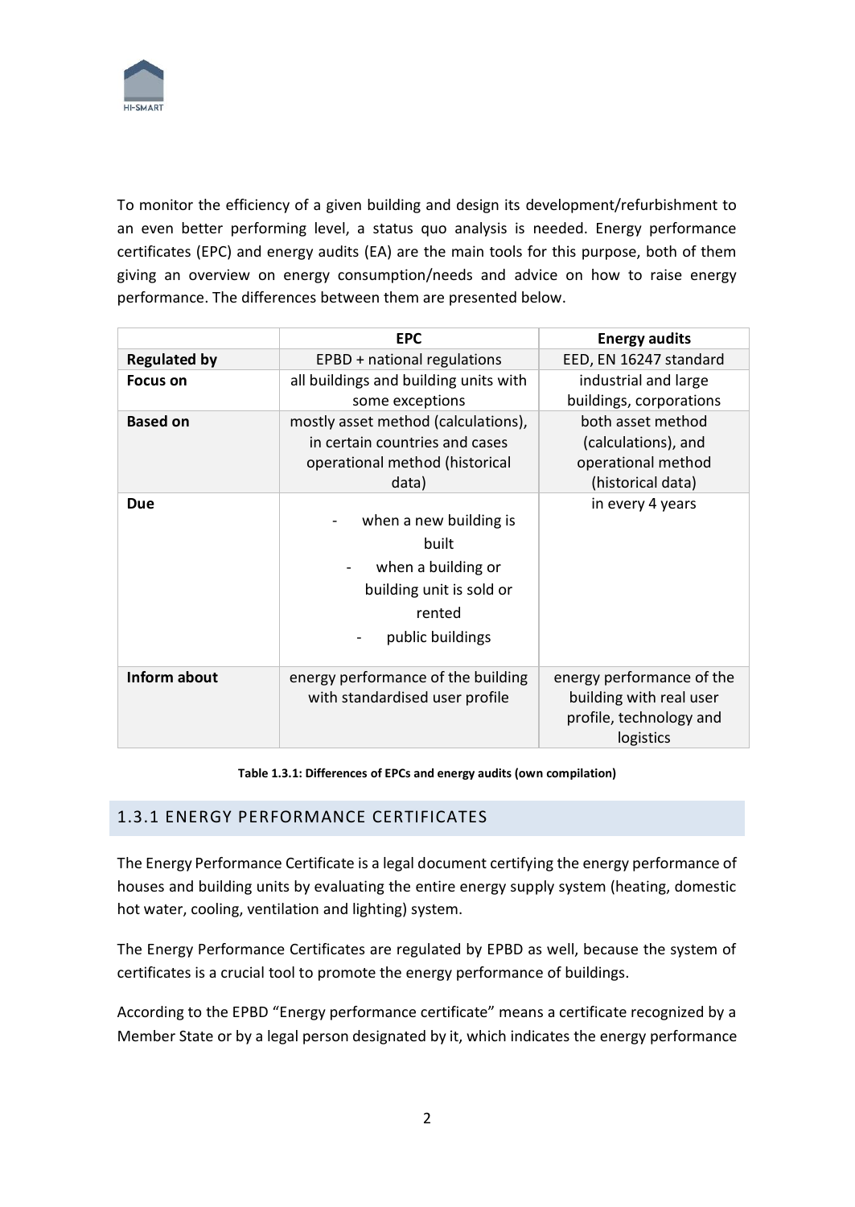To monitor the efficiency of a given building and design its development/refurbishment to an even better performing level, a status quo analysis is needed. Energy performance certificates (EPC) and energy audits (EA) are the main tools for this purpose, both of them giving an overview on energy consumption/needs and advice on how to raise energy performance. The differences between them are presented below.

| | EPC | Energy audits |
|---|---|---|
| **Regulated by** | EPBD + national regulations | EED, EN 16247 standard |
| **Focus on** | all buildings and building units with some exceptions | industrial and large buildings, corporations |
| **Based on** | mostly asset method (calculations), in certain countries and cases operational method (historical data) | both asset method (calculations), and operational method (historical data) |
| **Due** | - when a new building is built<br>- when a building or building unit is sold or rented<br>- public buildings | in every 4 years |
| **Inform about** | energy performance of the building with standardised user profile | energy performance of the building with real user profile, technology and logistics |

**Table 1.3.1: Differences of EPCs and energy audits (own compilation)**

### 1.3.1 ENERGY PERFORMANCE CERTIFICATES

The Energy Performance Certificate is a legal document certifying the energy performance of houses and building units by evaluating the entire energy supply system (heating, domestic hot water, cooling, ventilation and lighting) system.

The Energy Performance Certificates are regulated by EPBD as well, because the system of certificates is a crucial tool to promote the energy performance of buildings.

According to the EPBD "Energy performance certificate" means a certificate recognized by a Member State or by a legal person designated by it, which indicates the energy performance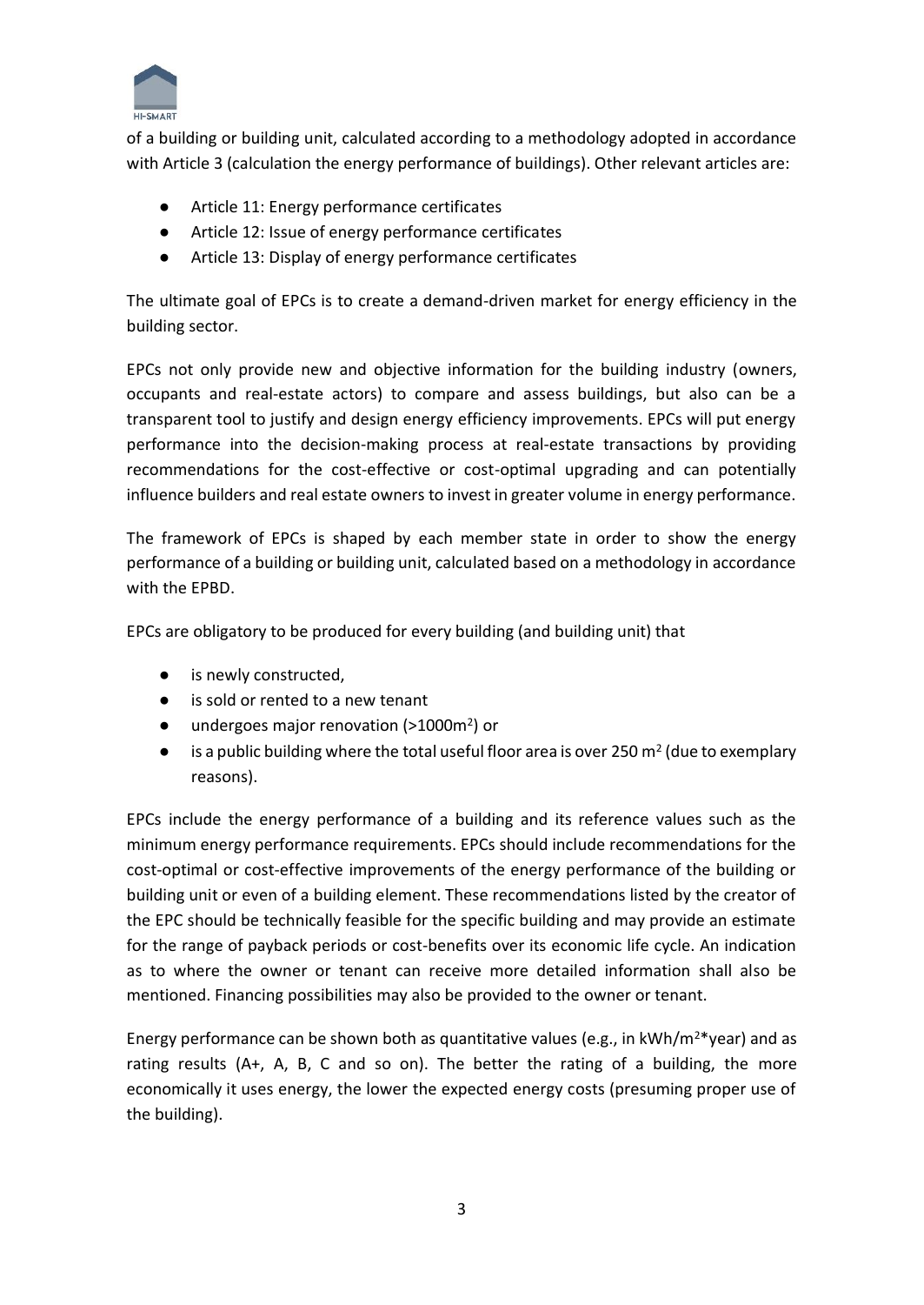of a building or building unit, calculated according to a methodology adopted in accordance with Article 3 (calculation the energy performance of buildings). Other relevant articles are:

- Article 11: Energy performance certificates
- Article 12: Issue of energy performance certificates
- Article 13: Display of energy performance certificates

The ultimate goal of EPCs is to create a demand-driven market for energy efficiency in the building sector.

EPCs not only provide new and objective information for the building industry (owners, occupants and real-estate actors) to compare and assess buildings, but also can be a transparent tool to justify and design energy efficiency improvements. EPCs will put energy performance into the decision-making process at real-estate transactions by providing recommendations for the cost-effective or cost-optimal upgrading and can potentially influence builders and real estate owners to invest in greater volume in energy performance.

The framework of EPCs is shaped by each member state in order to show the energy performance of a building or building unit, calculated based on a methodology in accordance with the EPBD.

EPCs are obligatory to be produced for every building (and building unit) that

- is newly constructed,
- is sold or rented to a new tenant
- undergoes major renovation (>1000m$^2$) or
- is a public building where the total useful floor area is over 250 m$^2$ (due to exemplary reasons).

EPCs include the energy performance of a building and its reference values such as the minimum energy performance requirements. EPCs should include recommendations for the cost-optimal or cost-effective improvements of the energy performance of the building or building unit or even of a building element. These recommendations listed by the creator of the EPC should be technically feasible for the specific building and may provide an estimate for the range of payback periods or cost-benefits over its economic life cycle. An indication as to where the owner or tenant can receive more detailed information shall also be mentioned. Financing possibilities may also be provided to the owner or tenant.

Energy performance can be shown both as quantitative values (e.g., in kWh/m$^2$*year) and as rating results (A+, A, B, C and so on). The better the rating of a building, the more economically it uses energy, the lower the expected energy costs (presuming proper use of the building).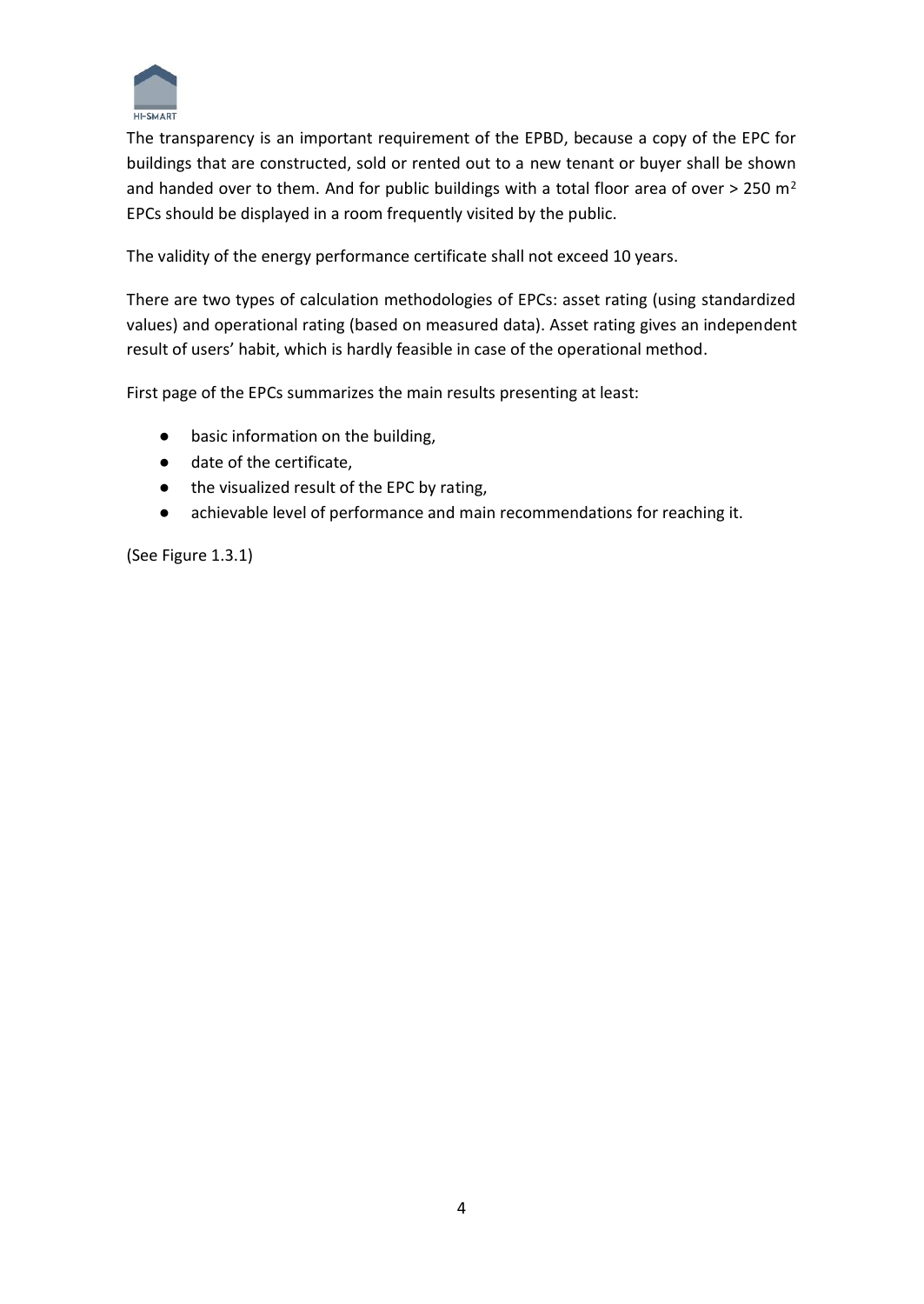The transparency is an important requirement of the EPBD, because a copy of the EPC for buildings that are constructed, sold or rented out to a new tenant or buyer shall be shown and handed over to them. And for public buildings with a total floor area of over > 250 $m^2$ EPCs should be displayed in a room frequently visited by the public.

The validity of the energy performance certificate shall not exceed 10 years.

There are two types of calculation methodologies of EPCs: asset rating (using standardized values) and operational rating (based on measured data). Asset rating gives an independent result of users' habit, which is hardly feasible in case of the operational method.

First page of the EPCs summarizes the main results presenting at least:

- basic information on the building,
- date of the certificate,
- the visualized result of the EPC by rating,
- achievable level of performance and main recommendations for reaching it.

(See Figure 1.3.1)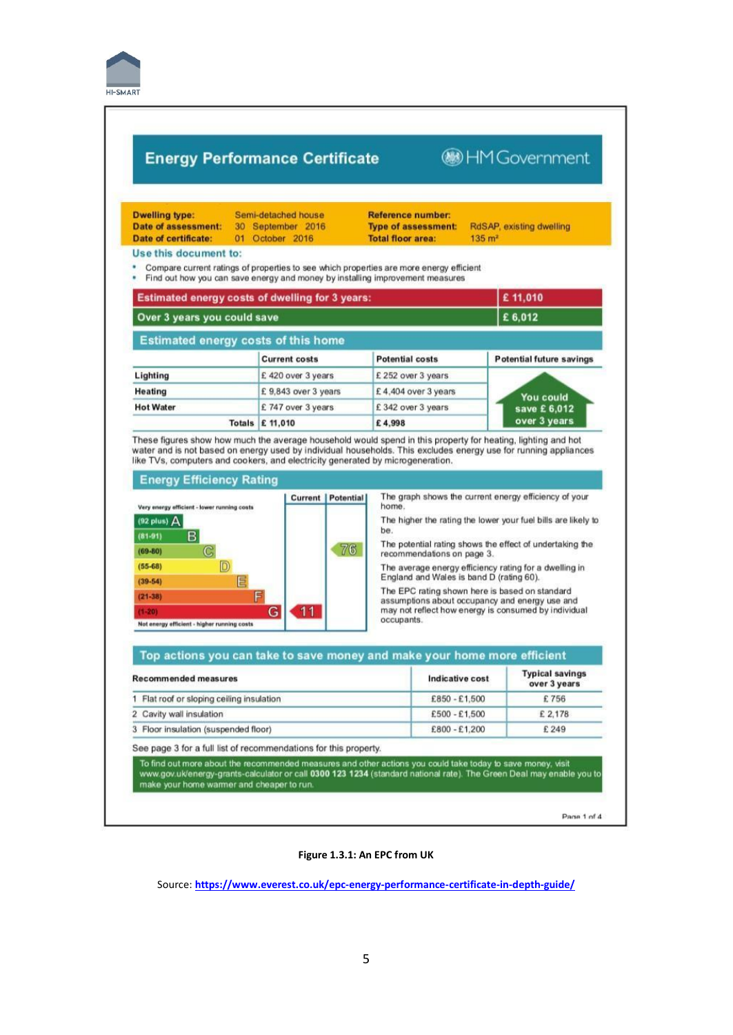# Energy Performance Certificate

HM Government

**Dwelling type:** Semi-detached house
**Date of assessment:** 30 September 2016
**Date of certificate:** 01 October 2016
**Reference number:**
**Type of assessment:** RdSAP, existing dwelling
**Total floor area:** 135 m²

## Use this document to:

- Compare current ratings of properties to see which properties are more energy efficient
- Find out how you can save energy and money by installing improvement measures

| | |
|---|---|
| Estimated energy costs of dwelling for 3 years: | £ 11,010 |
| Over 3 years you could save | £ 6,012 |

## Estimated energy costs of this home

| | Current costs | Potential costs | Potential future savings |
|---|---|---|---|
| Lighting | £ 420 over 3 years | £ 252 over 3 years | You could save £ 6,012 over 3 years |
| Heating | £ 9,843 over 3 years | £ 4,404 over 3 years | |
| Hot Water | £ 747 over 3 years | £ 342 over 3 years | |
| Totals | £ 11,010 | £ 4,998 | |

These figures show how much the average household would spend in this property for heating, lighting and hot water and is not based on energy used by individual households. This excludes energy use for running appliances like TVs, computers and cookers, and electricity generated by microgeneration.

## Energy Efficiency Rating

Current
Potential

Very energy efficient - lower running costs
(92 plus) A
(81-91) B
(69-80) C
(55-68) D
(39-54) E
(21-38) F
(1-20) G
Not energy efficient - higher running costs

76
11

The graph shows the current energy efficiency of your home.

The higher the rating the lower your fuel bills are likely to be.

The potential rating shows the effect of undertaking the recommendations on page 3.

The average energy efficiency rating for a dwelling in England and Wales is band D (rating 60).

The EPC rating shown here is based on standard assumptions about occupancy and energy use and may not reflect how energy is consumed by individual occupants.

## Top actions you can take to save money and make your home more efficient

| Recommended measures | Indicative cost | Typical savings over 3 years |
|---|---|---|
| 1 Flat roof or sloping ceiling insulation | £850 - £1,500 | £ 756 |
| 2 Cavity wall insulation | £500 - £1,500 | £ 2,178 |
| 3 Floor insulation (suspended floor) | £800 - £1,200 | £ 249 |

See page 3 for a full list of recommendations for this property.

To find out more about the recommended measures and other actions you could take today to save money, visit www.gov.uk/energy-grants-calculator or call **0300 123 1234** (standard national rate). The Green Deal may enable you to make your home warmer and cheaper to run.

Page 1 of 4

**Figure 1.3.1: An EPC from UK**

Source: **https://www.everest.co.uk/epc-energy-performance-certificate-in-depth-guide/**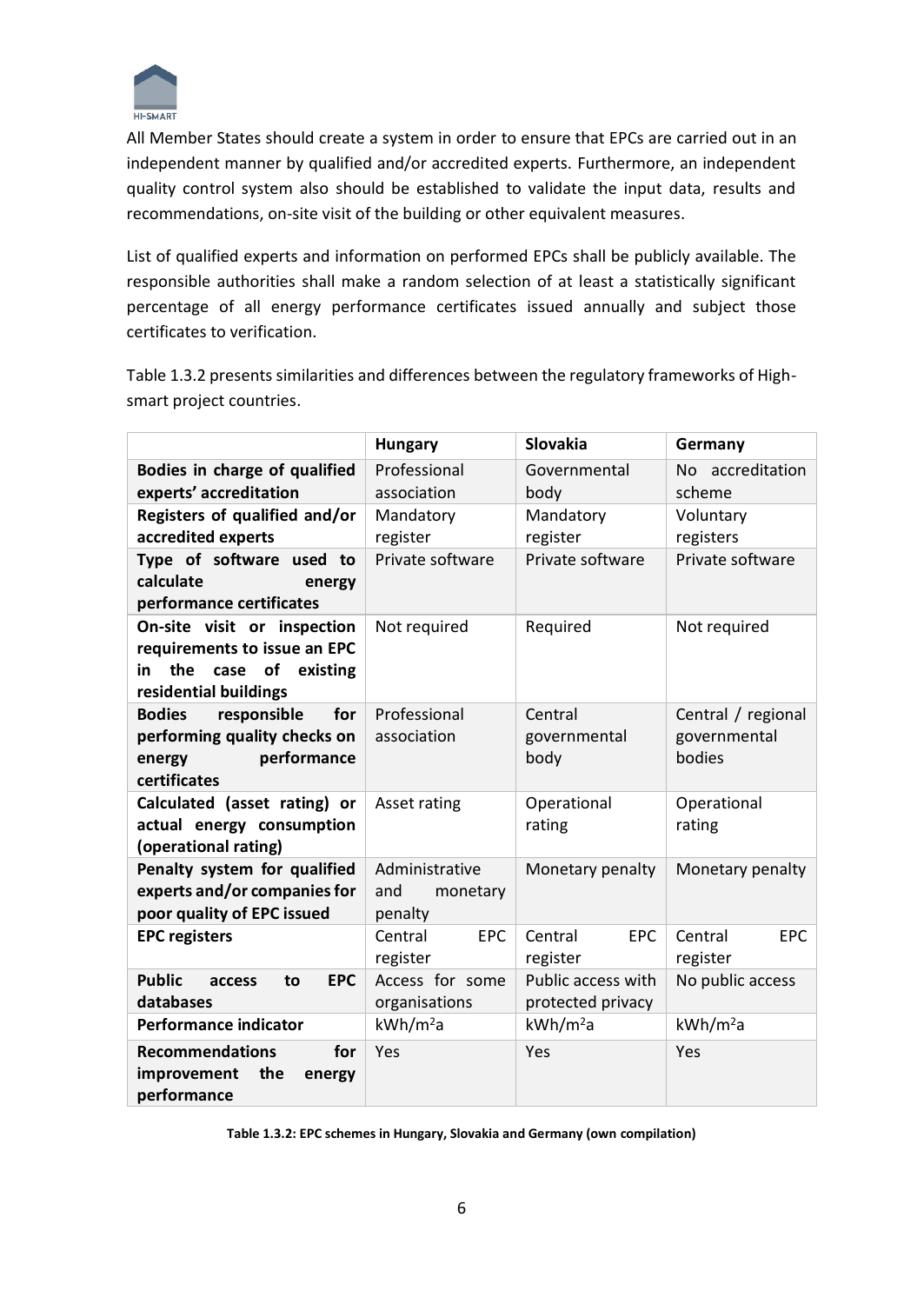All Member States should create a system in order to ensure that EPCs are carried out in an independent manner by qualified and/or accredited experts. Furthermore, an independent quality control system also should be established to validate the input data, results and recommendations, on-site visit of the building or other equivalent measures.

List of qualified experts and information on performed EPCs shall be publicly available. The responsible authorities shall make a random selection of at least a statistically significant percentage of all energy performance certificates issued annually and subject those certificates to verification.

Table 1.3.2 presents similarities and differences between the regulatory frameworks of High-smart project countries.

| | **Hungary** | **Slovakia** | **Germany** |
|---|---|---|---|
| **Bodies in charge of qualified experts' accreditation** | Professional association | Governmental body | No accreditation scheme |
| **Registers of qualified and/or accredited experts** | Mandatory register | Mandatory register | Voluntary registers |
| **Type of software used to calculate energy performance certificates** | Private software | Private software | Private software |
| **On-site visit or inspection requirements to issue an EPC in the case of existing residential buildings** | Not required | Required | Not required |
| **Bodies responsible for performing quality checks on energy performance certificates** | Professional association | Central governmental body | Central / regional governmental bodies |
| **Calculated (asset rating) or actual energy consumption (operational rating)** | Asset rating | Operational rating | Operational rating |
| **Penalty system for qualified experts and/or companies for poor quality of EPC issued** | Administrative and monetary penalty | Monetary penalty | Monetary penalty |
| **EPC registers** | Central EPC register | Central EPC register | Central EPC register |
| **Public access to EPC databases** | Access for some organisations | Public access with protected privacy | No public access |
| **Performance indicator** | $kWh/m^2a$ | $kWh/m^2a$ | $kWh/m^2a$ |
| **Recommendations for improvement the energy performance** | Yes | Yes | Yes |

**Table 1.3.2: EPC schemes in Hungary, Slovakia and Germany (own compilation)**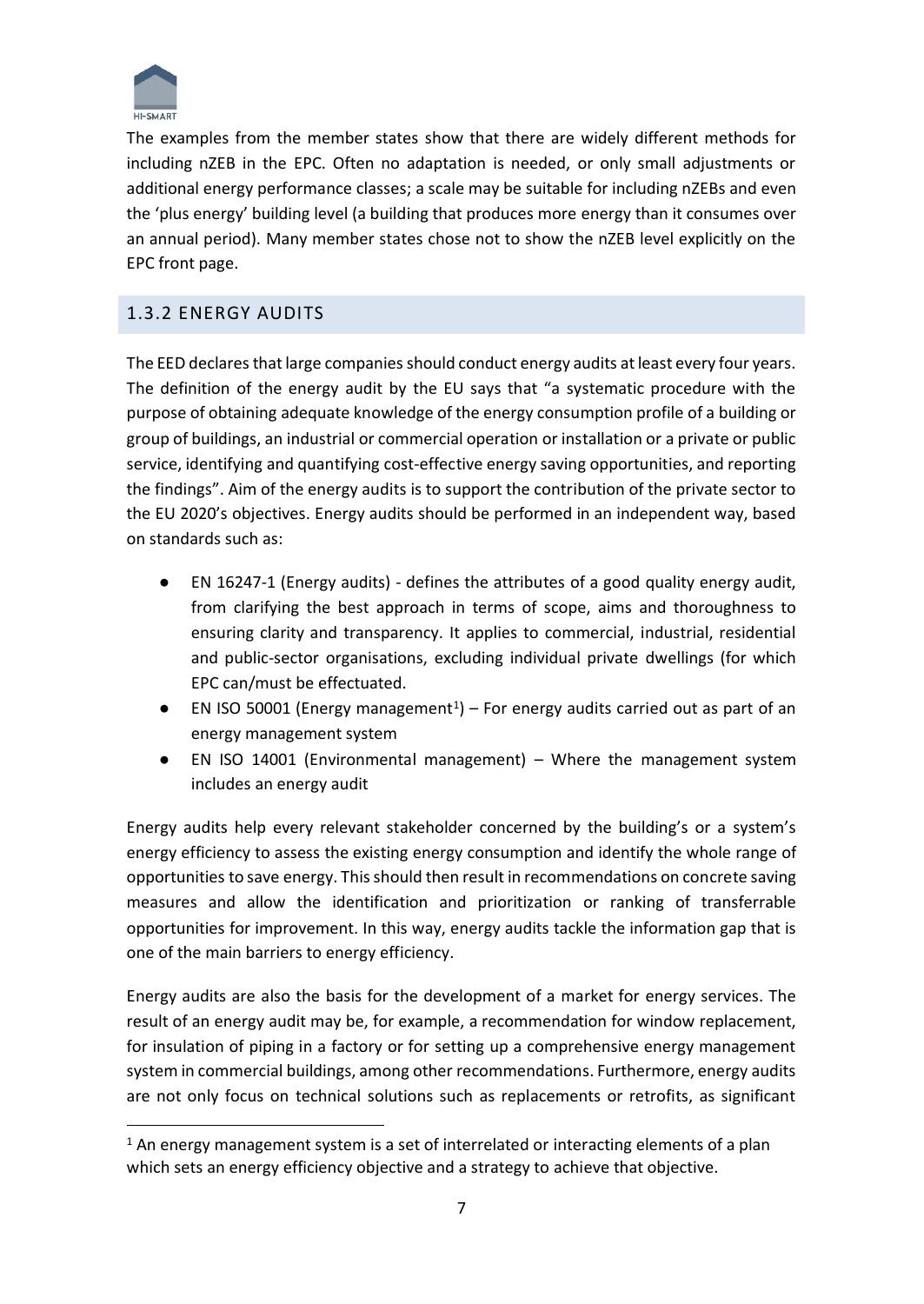The examples from the member states show that there are widely different methods for including nZEB in the EPC. Often no adaptation is needed, or only small adjustments or additional energy performance classes; a scale may be suitable for including nZEBs and even the 'plus energy' building level (a building that produces more energy than it consumes over an annual period). Many member states chose not to show the nZEB level explicitly on the EPC front page.

### 1.3.2 ENERGY AUDITS

The EED declares that large companies should conduct energy audits at least every four years. The definition of the energy audit by the EU says that "a systematic procedure with the purpose of obtaining adequate knowledge of the energy consumption profile of a building or group of buildings, an industrial or commercial operation or installation or a private or public service, identifying and quantifying cost-effective energy saving opportunities, and reporting the findings". Aim of the energy audits is to support the contribution of the private sector to the EU 2020's objectives. Energy audits should be performed in an independent way, based on standards such as:

- EN 16247-1 (Energy audits) - defines the attributes of a good quality energy audit, from clarifying the best approach in terms of scope, aims and thoroughness to ensuring clarity and transparency. It applies to commercial, industrial, residential and public-sector organisations, excluding individual private dwellings (for which EPC can/must be effectuated.
- EN ISO 50001 (Energy management[1]) – For energy audits carried out as part of an energy management system
- EN ISO 14001 (Environmental management) – Where the management system includes an energy audit

Energy audits help every relevant stakeholder concerned by the building's or a system's energy efficiency to assess the existing energy consumption and identify the whole range of opportunities to save energy. This should then result in recommendations on concrete saving measures and allow the identification and prioritization or ranking of transferrable opportunities for improvement. In this way, energy audits tackle the information gap that is one of the main barriers to energy efficiency.

Energy audits are also the basis for the development of a market for energy services. The result of an energy audit may be, for example, a recommendation for window replacement, for insulation of piping in a factory or for setting up a comprehensive energy management system in commercial buildings, among other recommendations. Furthermore, energy audits are not only focus on technical solutions such as replacements or retrofits, as significant

[1] An energy management system is a set of interrelated or interacting elements of a plan which sets an energy efficiency objective and a strategy to achieve that objective.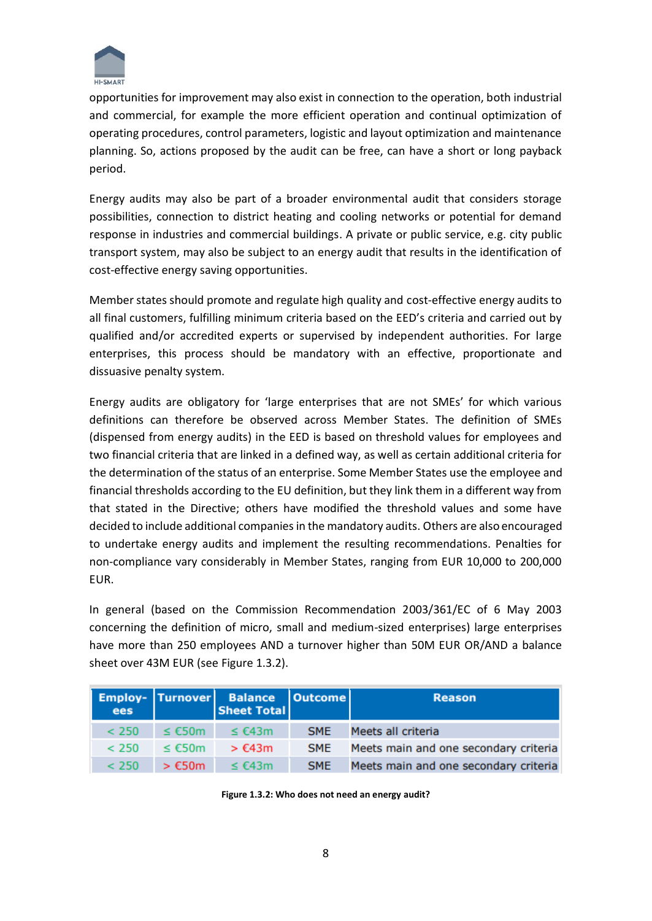opportunities for improvement may also exist in connection to the operation, both industrial and commercial, for example the more efficient operation and continual optimization of operating procedures, control parameters, logistic and layout optimization and maintenance planning. So, actions proposed by the audit can be free, can have a short or long payback period.

Energy audits may also be part of a broader environmental audit that considers storage possibilities, connection to district heating and cooling networks or potential for demand response in industries and commercial buildings. A private or public service, e.g. city public transport system, may also be subject to an energy audit that results in the identification of cost-effective energy saving opportunities.

Member states should promote and regulate high quality and cost-effective energy audits to all final customers, fulfilling minimum criteria based on the EED's criteria and carried out by qualified and/or accredited experts or supervised by independent authorities. For large enterprises, this process should be mandatory with an effective, proportionate and dissuasive penalty system.

Energy audits are obligatory for 'large enterprises that are not SMEs' for which various definitions can therefore be observed across Member States. The definition of SMEs (dispensed from energy audits) in the EED is based on threshold values for employees and two financial criteria that are linked in a defined way, as well as certain additional criteria for the determination of the status of an enterprise. Some Member States use the employee and financial thresholds according to the EU definition, but they link them in a different way from that stated in the Directive; others have modified the threshold values and some have decided to include additional companies in the mandatory audits. Others are also encouraged to undertake energy audits and implement the resulting recommendations. Penalties for non-compliance vary considerably in Member States, ranging from EUR 10,000 to 200,000 EUR.

In general (based on the Commission Recommendation 2003/361/EC of 6 May 2003 concerning the definition of micro, small and medium-sized enterprises) large enterprises have more than 250 employees AND a turnover higher than 50M EUR OR/AND a balance sheet over 43M EUR (see Figure 1.3.2).

| Employ-ees | Turnover | Balance Sheet Total | Outcome | Reason |
|---|---|---|---|---|
| < 250 | ≤ €50m | ≤ €43m | SME | Meets all criteria |
| < 250 | ≤ €50m | > €43m | SME | Meets main and one secondary criteria |
| < 250 | > €50m | ≤ €43m | SME | Meets main and one secondary criteria |

**Figure 1.3.2: Who does not need an energy audit?**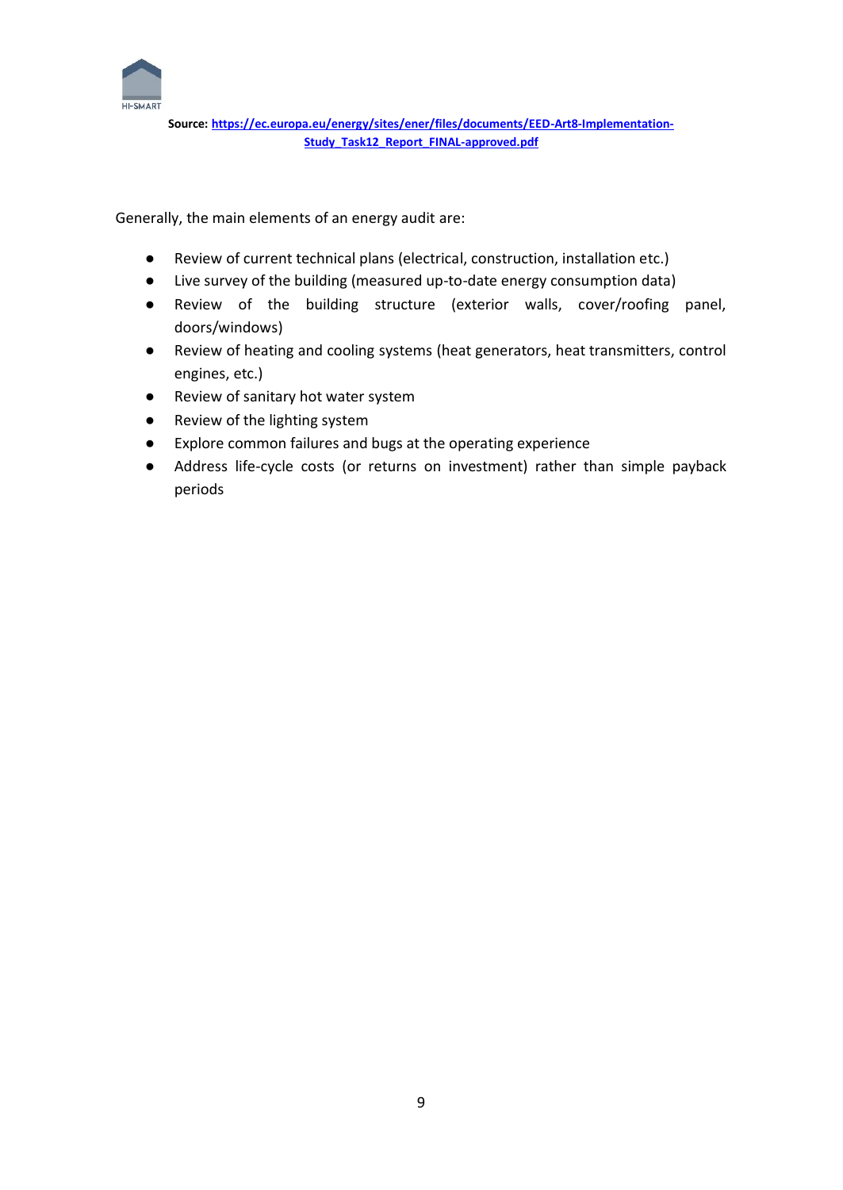**Source: https://ec.europa.eu/energy/sites/ener/files/documents/EED-Art8-Implementation-Study_Task12_Report_FINAL-approved.pdf**

Generally, the main elements of an energy audit are:

- Review of current technical plans (electrical, construction, installation etc.)
- Live survey of the building (measured up-to-date energy consumption data)
- Review of the building structure (exterior walls, cover/roofing panel, doors/windows)
- Review of heating and cooling systems (heat generators, heat transmitters, control engines, etc.)
- Review of sanitary hot water system
- Review of the lighting system
- Explore common failures and bugs at the operating experience
- Address life-cycle costs (or returns on investment) rather than simple payback periods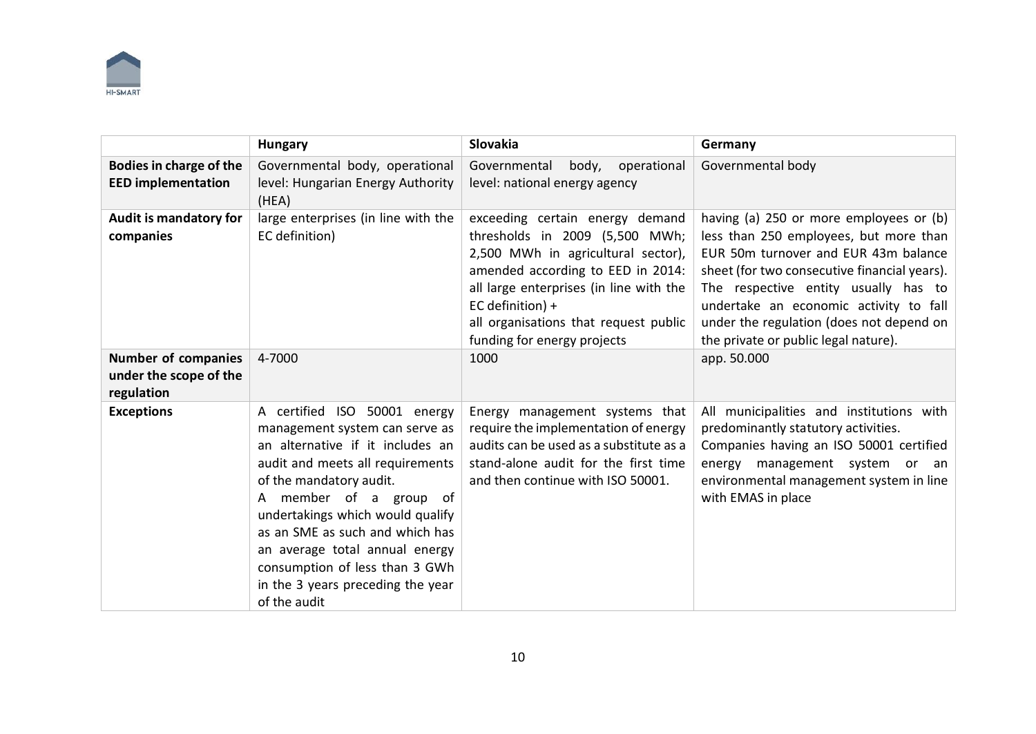| | Hungary | Slovakia | Germany |
|---|---|---|---|
| **Bodies in charge of the EED implementation** | Governmental body, operational level: Hungarian Energy Authority (HEA) | Governmental body, operational level: national energy agency | Governmental body |
| **Audit is mandatory for companies** | large enterprises (in line with the EC definition) | exceeding certain energy demand thresholds in 2009 (5,500 MWh; 2,500 MWh in agricultural sector), amended according to EED in 2014: all large enterprises (in line with the EC definition) + all organisations that request public funding for energy projects | having (a) 250 or more employees or (b) less than 250 employees, but more than EUR 50m turnover and EUR 43m balance sheet (for two consecutive financial years). The respective entity usually has to undertake an economic activity to fall under the regulation (does not depend on the private or public legal nature). |
| **Number of companies under the scope of the regulation** | 4-7000 | 1000 | app. 50.000 |
| **Exceptions** | A certified ISO 50001 energy management system can serve as an alternative if it includes an audit and meets all requirements of the mandatory audit. A member of a group of undertakings which would qualify as an SME as such and which has an average total annual energy consumption of less than 3 GWh in the 3 years preceding the year of the audit | Energy management systems that require the implementation of energy audits can be used as a substitute as a stand-alone audit for the first time and then continue with ISO 50001. | All municipalities and institutions with predominantly statutory activities. Companies having an ISO 50001 certified energy management system or an environmental management system in line with EMAS in place |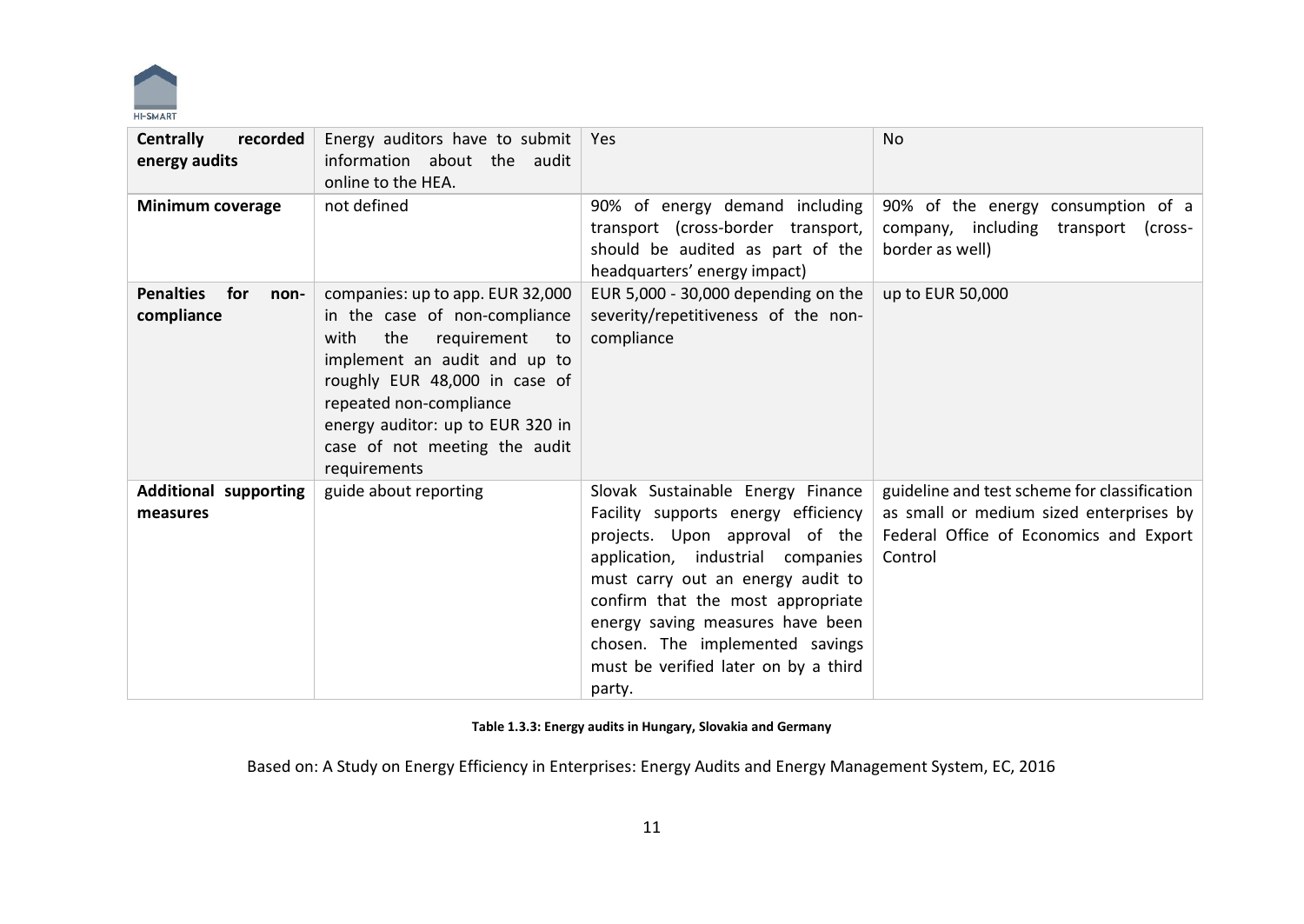| | | | |
|---|---|---|---|
| **Centrally recorded energy audits** | Energy auditors have to submit information about the audit online to the HEA. | Yes | No |
| **Minimum coverage** | not defined | 90% of energy demand including transport (cross-border transport, should be audited as part of the headquarters' energy impact) | 90% of the energy consumption of a company, including transport (cross-border as well) |
| **Penalties for non-compliance** | companies: up to app. EUR 32,000 in the case of non-compliance with the requirement to implement an audit and up to roughly EUR 48,000 in case of repeated non-compliance<br>energy auditor: up to EUR 320 in case of not meeting the audit requirements | EUR 5,000 - 30,000 depending on the severity/repetitiveness of the non-compliance | up to EUR 50,000 |
| **Additional supporting measures** | guide about reporting | Slovak Sustainable Energy Finance Facility supports energy efficiency projects. Upon approval of the application, industrial companies must carry out an energy audit to confirm that the most appropriate energy saving measures have been chosen. The implemented savings must be verified later on by a third party. | guideline and test scheme for classification as small or medium sized enterprises by Federal Office of Economics and Export Control |

**Table 1.3.3: Energy audits in Hungary, Slovakia and Germany**

Based on: A Study on Energy Efficiency in Enterprises: Energy Audits and Energy Management System, EC, 2016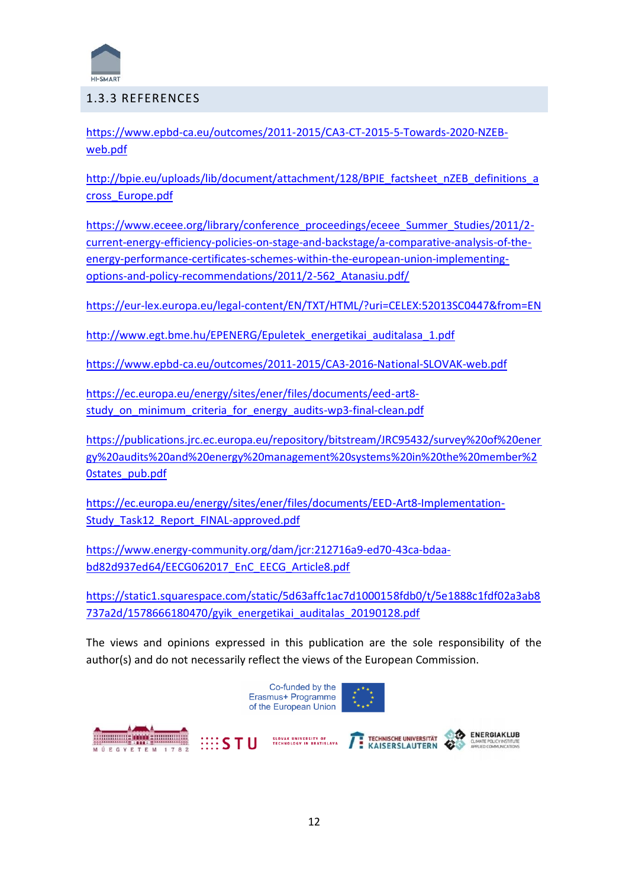### 1.3.3 REFERENCES

https://www.epbd-ca.eu/outcomes/2011-2015/CA3-CT-2015-5-Towards-2020-NZEB-web.pdf

http://bpie.eu/uploads/lib/document/attachment/128/BPIE_factsheet_nZEB_definitions_across_Europe.pdf

https://www.eceee.org/library/conference_proceedings/eceee_Summer_Studies/2011/2-current-energy-efficiency-policies-on-stage-and-backstage/a-comparative-analysis-of-the-energy-performance-certificates-schemes-within-the-european-union-implementing-options-and-policy-recommendations/2011/2-562_Atanasiu.pdf/

https://eur-lex.europa.eu/legal-content/EN/TXT/HTML/?uri=CELEX:52013SC0447&from=EN

http://www.egt.bme.hu/EPENERG/Epuletek_energetikai_auditalasa_1.pdf

https://www.epbd-ca.eu/outcomes/2011-2015/CA3-2016-National-SLOVAK-web.pdf

https://ec.europa.eu/energy/sites/ener/files/documents/eed-art8-study_on_minimum_criteria_for_energy_audits-wp3-final-clean.pdf

https://publications.jrc.ec.europa.eu/repository/bitstream/JRC95432/survey%20of%20energy%20audits%20and%20energy%20management%20systems%20in%20the%20member%20states_pub.pdf

https://ec.europa.eu/energy/sites/ener/files/documents/EED-Art8-Implementation-Study_Task12_Report_FINAL-approved.pdf

https://www.energy-community.org/dam/jcr:212716a9-ed70-43ca-bdaa-bd82d937ed64/EECG062017_EnC_EECG_Article8.pdf

https://static1.squarespace.com/static/5d63affc1ac7d1000158fdb0/t/5e1888c1fdf02a3ab8737a2d/1578666180470/gyik_energetikai_auditalas_20190128.pdf

The views and opinions expressed in this publication are the sole responsibility of the author(s) and do not necessarily reflect the views of the European Commission.

Co-funded by the Erasmus+ Programme of the European Union